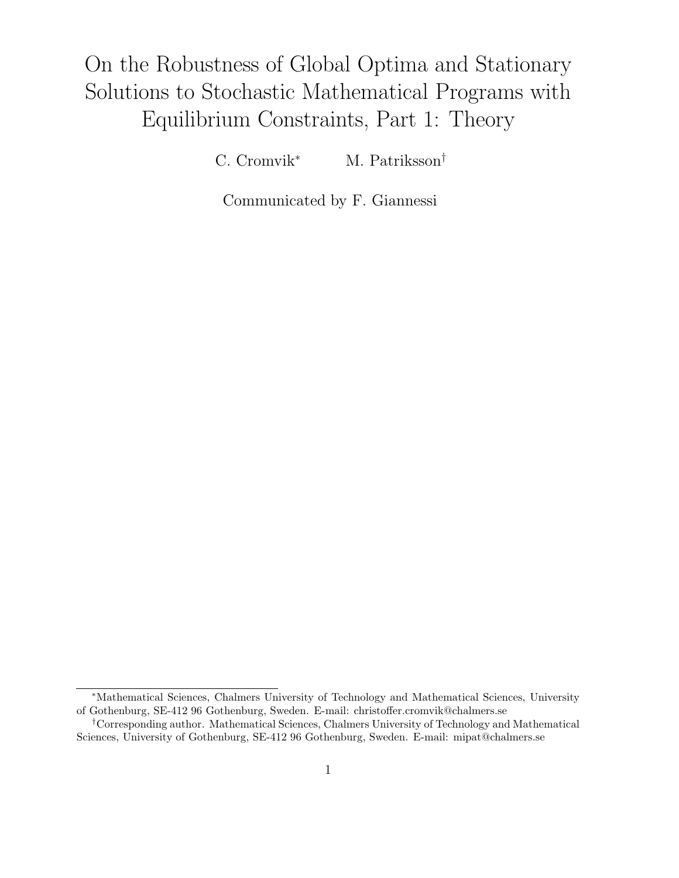# On the Robustness of Global Optima and Stationary Solutions to Stochastic Mathematical Programs with Equilibrium Constraints, Part 1: Theory

C. Cromvik* M. Patriksson†

Communicated by F. Giannessi

---

*Mathematical Sciences, Chalmers University of Technology and Mathematical Sciences, University of Gothenburg, SE-412 96 Gothenburg, Sweden. E-mail: christoffer.cromvik@chalmers.se

†Corresponding author. Mathematical Sciences, Chalmers University of Technology and Mathematical Sciences, University of Gothenburg, SE-412 96 Gothenburg, Sweden. E-mail: mipat@chalmers.se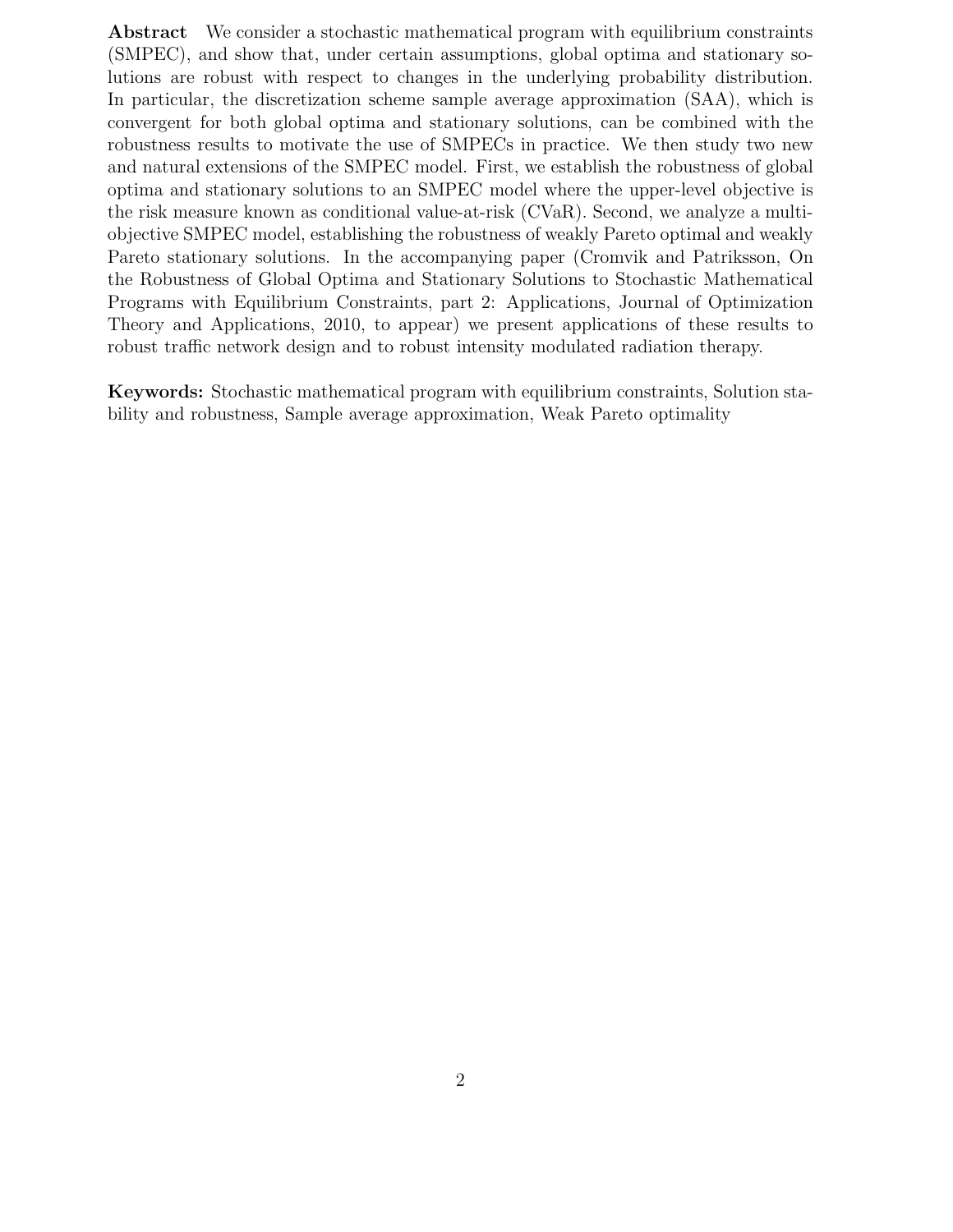**Abstract** We consider a stochastic mathematical program with equilibrium constraints (SMPEC), and show that, under certain assumptions, global optima and stationary solutions are robust with respect to changes in the underlying probability distribution. In particular, the discretization scheme sample average approximation (SAA), which is convergent for both global optima and stationary solutions, can be combined with the robustness results to motivate the use of SMPECs in practice. We then study two new and natural extensions of the SMPEC model. First, we establish the robustness of global optima and stationary solutions to an SMPEC model where the upper-level objective is the risk measure known as conditional value-at-risk (CVaR). Second, we analyze a multi-objective SMPEC model, establishing the robustness of weakly Pareto optimal and weakly Pareto stationary solutions. In the accompanying paper (Cromvik and Patriksson, On the Robustness of Global Optima and Stationary Solutions to Stochastic Mathematical Programs with Equilibrium Constraints, part 2: Applications, Journal of Optimization Theory and Applications, 2010, to appear) we present applications of these results to robust traffic network design and to robust intensity modulated radiation therapy.

**Keywords:** Stochastic mathematical program with equilibrium constraints, Solution stability and robustness, Sample average approximation, Weak Pareto optimality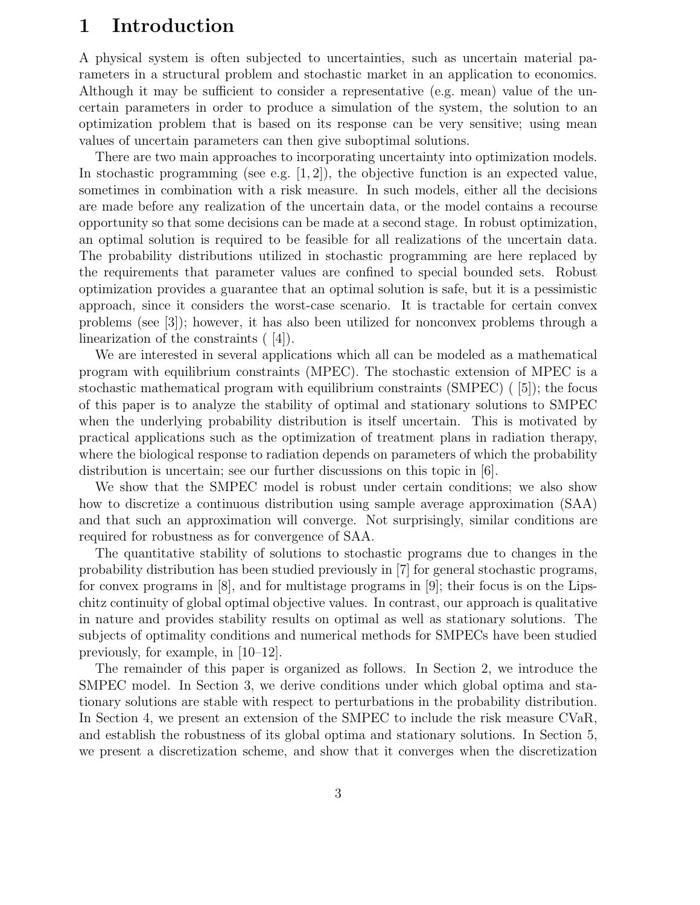# 1 Introduction

A physical system is often subjected to uncertainties, such as uncertain material parameters in a structural problem and stochastic market in an application to economics. Although it may be sufficient to consider a representative (e.g. mean) value of the uncertain parameters in order to produce a simulation of the system, the solution to an optimization problem that is based on its response can be very sensitive; using mean values of uncertain parameters can then give suboptimal solutions.

There are two main approaches to incorporating uncertainty into optimization models. In stochastic programming (see e.g. [1, 2]), the objective function is an expected value, sometimes in combination with a risk measure. In such models, either all the decisions are made before any realization of the uncertain data, or the model contains a recourse opportunity so that some decisions can be made at a second stage. In robust optimization, an optimal solution is required to be feasible for all realizations of the uncertain data. The probability distributions utilized in stochastic programming are here replaced by the requirements that parameter values are confined to special bounded sets. Robust optimization provides a guarantee that an optimal solution is safe, but it is a pessimistic approach, since it considers the worst-case scenario. It is tractable for certain convex problems (see [3]); however, it has also been utilized for nonconvex problems through a linearization of the constraints ( [4]).

We are interested in several applications which all can be modeled as a mathematical program with equilibrium constraints (MPEC). The stochastic extension of MPEC is a stochastic mathematical program with equilibrium constraints (SMPEC) ( [5]); the focus of this paper is to analyze the stability of optimal and stationary solutions to SMPEC when the underlying probability distribution is itself uncertain. This is motivated by practical applications such as the optimization of treatment plans in radiation therapy, where the biological response to radiation depends on parameters of which the probability distribution is uncertain; see our further discussions on this topic in [6].

We show that the SMPEC model is robust under certain conditions; we also show how to discretize a continuous distribution using sample average approximation (SAA) and that such an approximation will converge. Not surprisingly, similar conditions are required for robustness as for convergence of SAA.

The quantitative stability of solutions to stochastic programs due to changes in the probability distribution has been studied previously in [7] for general stochastic programs, for convex programs in [8], and for multistage programs in [9]; their focus is on the Lipschitz continuity of global optimal objective values. In contrast, our approach is qualitative in nature and provides stability results on optimal as well as stationary solutions. The subjects of optimality conditions and numerical methods for SMPECs have been studied previously, for example, in [10–12].

The remainder of this paper is organized as follows. In Section 2, we introduce the SMPEC model. In Section 3, we derive conditions under which global optima and stationary solutions are stable with respect to perturbations in the probability distribution. In Section 4, we present an extension of the SMPEC to include the risk measure CVaR, and establish the robustness of its global optima and stationary solutions. In Section 5, we present a discretization scheme, and show that it converges when the discretization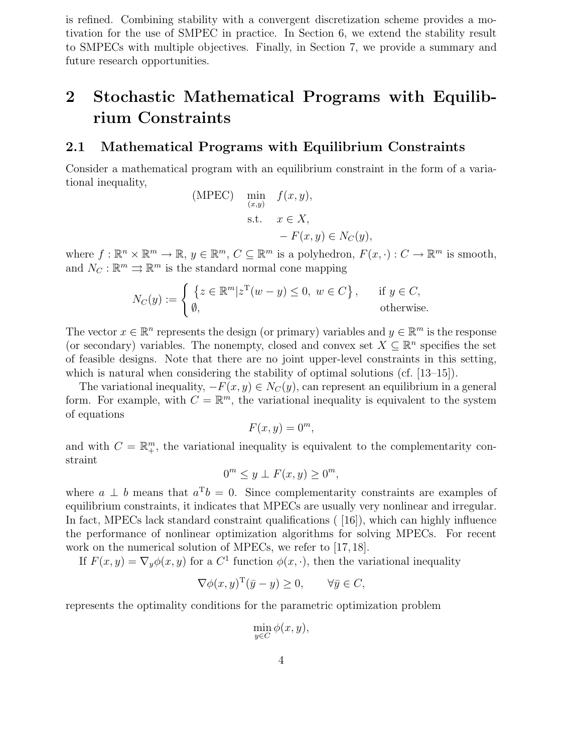is refined. Combining stability with a convergent discretization scheme provides a motivation for the use of SMPEC in practice. In Section 6, we extend the stability result to SMPECs with multiple objectives. Finally, in Section 7, we provide a summary and future research opportunities.

# 2 Stochastic Mathematical Programs with Equilibrium Constraints

## 2.1 Mathematical Programs with Equilibrium Constraints

Consider a mathematical program with an equilibrium constraint in the form of a variational inequality,

$$
\begin{aligned}
\text{(MPEC)} \quad & \min_{(x,y)} \quad f(x, y), \\
& \text{s.t.} \quad x \in X, \\
& \qquad\; - F(x, y) \in N_C(y),
\end{aligned}
$$

where $f : \mathbb{R}^n \times \mathbb{R}^m \to \mathbb{R}$, $y \in \mathbb{R}^m$, $C \subseteq \mathbb{R}^m$ is a polyhedron, $F(x, \cdot) : C \to \mathbb{R}^m$ is smooth, and $N_C : \mathbb{R}^m \rightrightarrows \mathbb{R}^m$ is the standard normal cone mapping

$$
N_C(y) := \begin{cases} \left\{ z \in \mathbb{R}^m | z^{\mathrm{T}}(w - y) \leq 0, \ w \in C \right\}, & \text{if } y \in C, \\ \emptyset, & \text{otherwise.} \end{cases}
$$

The vector $x \in \mathbb{R}^n$ represents the design (or primary) variables and $y \in \mathbb{R}^m$ is the response (or secondary) variables. The nonempty, closed and convex set $X \subseteq \mathbb{R}^n$ specifies the set of feasible designs. Note that there are no joint upper-level constraints in this setting, which is natural when considering the stability of optimal solutions (cf. [13–15]).

The variational inequality, $-F(x, y) \in N_C(y)$, can represent an equilibrium in a general form. For example, with $C = \mathbb{R}^m$, the variational inequality is equivalent to the system of equations

$$
F(x, y) = 0^m,
$$

and with $C = \mathbb{R}^m_+$, the variational inequality is equivalent to the complementarity constraint

$$
0^m \leq y \perp F(x, y) \geq 0^m,
$$

where $a \perp b$ means that $a^{\mathrm{T}} b = 0$. Since complementarity constraints are examples of equilibrium constraints, it indicates that MPECs are usually very nonlinear and irregular. In fact, MPECs lack standard constraint qualifications ( [16]), which can highly influence the performance of nonlinear optimization algorithms for solving MPECs. For recent work on the numerical solution of MPECs, we refer to [17, 18].

If $F(x, y) = \nabla_y \phi(x, y)$ for a $C^1$ function $\phi(x, \cdot)$, then the variational inequality

$$
\nabla \phi(x, y)^{\mathrm{T}} (\bar{y} - y) \geq 0, \qquad \forall \bar{y} \in C,
$$

represents the optimality conditions for the parametric optimization problem

$$
\min_{y \in C} \phi(x, y),
$$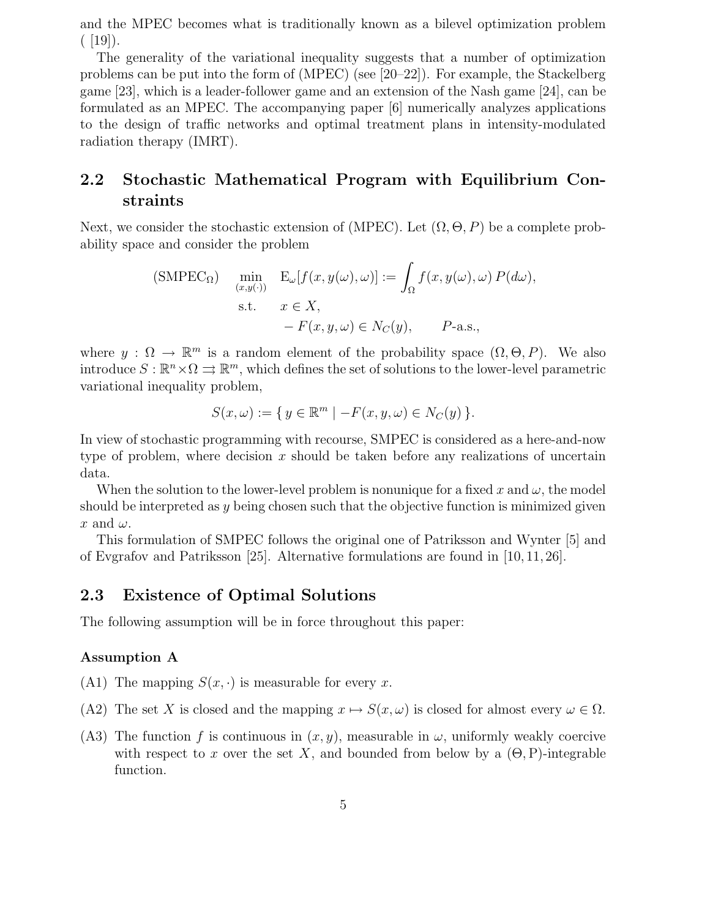and the MPEC becomes what is traditionally known as a bilevel optimization problem ( [19]).

The generality of the variational inequality suggests that a number of optimization problems can be put into the form of (MPEC) (see [20–22]). For example, the Stackelberg game [23], which is a leader-follower game and an extension of the Nash game [24], can be formulated as an MPEC. The accompanying paper [6] numerically analyzes applications to the design of traffic networks and optimal treatment plans in intensity-modulated radiation therapy (IMRT).

## 2.2 Stochastic Mathematical Program with Equilibrium Constraints

Next, we consider the stochastic extension of (MPEC). Let $(\Omega, \Theta, P)$ be a complete probability space and consider the problem

$$
\begin{aligned}
(\mathrm{SMPEC}_\Omega) \qquad \min_{(x,y(\cdot))} \quad & \mathrm{E}_\omega[f(x, y(\omega), \omega)] := \int_\Omega f(x, y(\omega), \omega)\, P(d\omega), \\
\text{s.t.} \quad & x \in X, \\
& -F(x, y, \omega) \in N_C(y), \qquad P\text{-a.s.},
\end{aligned}
$$

where $y : \Omega \to \mathbb{R}^m$ is a random element of the probability space $(\Omega, \Theta, P)$. We also introduce $S : \mathbb{R}^n \times \Omega \rightrightarrows \mathbb{R}^m$, which defines the set of solutions to the lower-level parametric variational inequality problem,

$$
S(x, \omega) := \{\, y \in \mathbb{R}^m \mid -F(x, y, \omega) \in N_C(y) \,\}.
$$

In view of stochastic programming with recourse, SMPEC is considered as a here-and-now type of problem, where decision $x$ should be taken before any realizations of uncertain data.

When the solution to the lower-level problem is nonunique for a fixed $x$ and $\omega$, the model should be interpreted as $y$ being chosen such that the objective function is minimized given $x$ and $\omega$.

This formulation of SMPEC follows the original one of Patriksson and Wynter [5] and of Evgrafov and Patriksson [25]. Alternative formulations are found in [10, 11, 26].

## 2.3 Existence of Optimal Solutions

The following assumption will be in force throughout this paper:

**Assumption A**

(A1) The mapping $S(x, \cdot)$ is measurable for every $x$.

(A2) The set $X$ is closed and the mapping $x \mapsto S(x, \omega)$ is closed for almost every $\omega \in \Omega$.

(A3) The function $f$ is continuous in $(x, y)$, measurable in $\omega$, uniformly weakly coercive with respect to $x$ over the set $X$, and bounded from below by a $(\Theta, \mathrm{P})$-integrable function.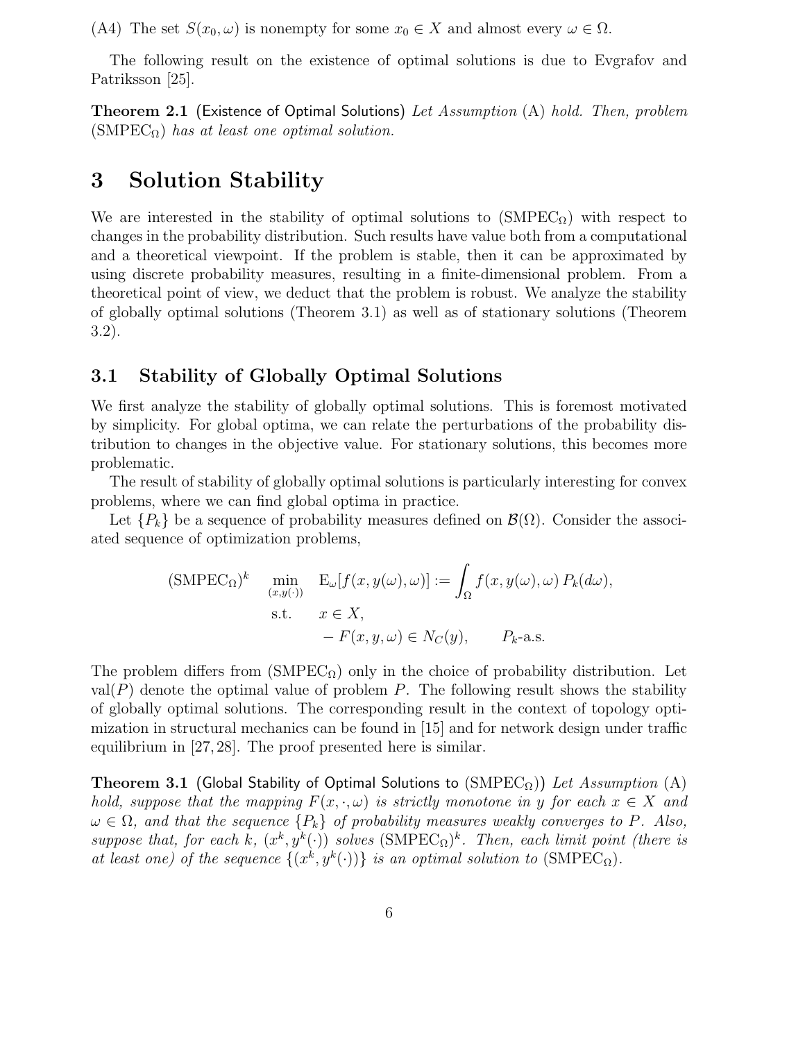(A4) The set $S(x_0, \omega)$ is nonempty for some $x_0 \in X$ and almost every $\omega \in \Omega$.

The following result on the existence of optimal solutions is due to Evgrafov and Patriksson [25].

**Theorem 2.1** (Existence of Optimal Solutions) *Let Assumption* (A) *hold. Then, problem* $(\mathrm{SMPEC}_\Omega)$ *has at least one optimal solution.*

# 3 Solution Stability

We are interested in the stability of optimal solutions to $(\mathrm{SMPEC}_\Omega)$ with respect to changes in the probability distribution. Such results have value both from a computational and a theoretical viewpoint. If the problem is stable, then it can be approximated by using discrete probability measures, resulting in a finite-dimensional problem. From a theoretical point of view, we deduct that the problem is robust. We analyze the stability of globally optimal solutions (Theorem 3.1) as well as of stationary solutions (Theorem 3.2).

## 3.1 Stability of Globally Optimal Solutions

We first analyze the stability of globally optimal solutions. This is foremost motivated by simplicity. For global optima, we can relate the perturbations of the probability distribution to changes in the objective value. For stationary solutions, this becomes more problematic.

The result of stability of globally optimal solutions is particularly interesting for convex problems, where we can find global optima in practice.

Let $\{P_k\}$ be a sequence of probability measures defined on $\mathcal{B}(\Omega)$. Consider the associated sequence of optimization problems,

$$
\begin{aligned}
(\mathrm{SMPEC}_\Omega)^k \qquad \min_{(x,y(\cdot))} \quad & \mathrm{E}_\omega[f(x,y(\omega),\omega)] := \int_\Omega f(x,y(\omega),\omega)\, P_k(d\omega), \\
\text{s.t.} \quad & x \in X, \\
& -F(x,y,\omega) \in N_C(y), \qquad P_k\text{-a.s.}
\end{aligned}
$$

The problem differs from $(\mathrm{SMPEC}_\Omega)$ only in the choice of probability distribution. Let $\mathrm{val}(P)$ denote the optimal value of problem $P$. The following result shows the stability of globally optimal solutions. The corresponding result in the context of topology optimization in structural mechanics can be found in [15] and for network design under traffic equilibrium in [27, 28]. The proof presented here is similar.

**Theorem 3.1** (Global Stability of Optimal Solutions to $(\mathrm{SMPEC}_\Omega)$) *Let Assumption* (A) *hold, suppose that the mapping $F(x,\cdot,\omega)$ is strictly monotone in $y$ for each $x \in X$ and $\omega \in \Omega$, and that the sequence $\{P_k\}$ of probability measures weakly converges to $P$. Also, suppose that, for each $k$, $(x^k, y^k(\cdot))$ solves $(\mathrm{SMPEC}_\Omega)^k$. Then, each limit point (there is at least one) of the sequence $\{(x^k, y^k(\cdot))\}$ is an optimal solution to $(\mathrm{SMPEC}_\Omega)$.*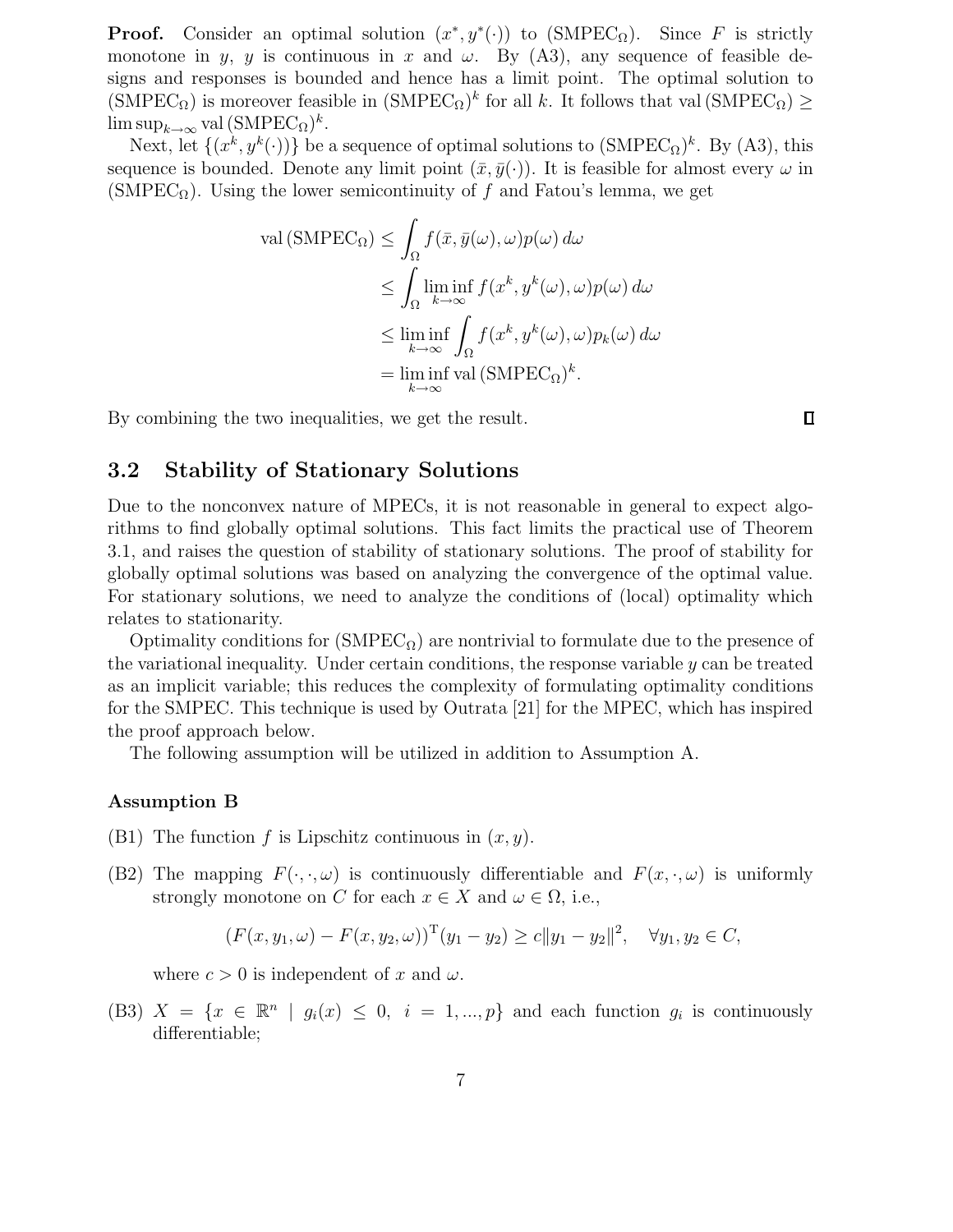**Proof.** Consider an optimal solution $(x^*, y^*(\cdot))$ to (SMPEC$_\Omega$). Since $F$ is strictly monotone in $y$, $y$ is continuous in $x$ and $\omega$. By (A3), any sequence of feasible designs and responses is bounded and hence has a limit point. The optimal solution to (SMPEC$_\Omega$) is moreover feasible in (SMPEC$_\Omega$)$^k$ for all $k$. It follows that val (SMPEC$_\Omega$) $\geq \limsup_{k\to\infty}$ val (SMPEC$_\Omega$)$^k$.

Next, let $\{(x^k, y^k(\cdot))\}$ be a sequence of optimal solutions to (SMPEC$_\Omega$)$^k$. By (A3), this sequence is bounded. Denote any limit point $(\bar{x}, \bar{y}(\cdot))$. It is feasible for almost every $\omega$ in (SMPEC$_\Omega$). Using the lower semicontinuity of $f$ and Fatou's lemma, we get

$$
\begin{aligned}
\text{val}\,(\text{SMPEC}_\Omega) &\leq \int_\Omega f(\bar{x}, \bar{y}(\omega), \omega) p(\omega)\, d\omega \\
&\leq \int_\Omega \liminf_{k\to\infty} f(x^k, y^k(\omega), \omega) p(\omega)\, d\omega \\
&\leq \liminf_{k\to\infty} \int_\Omega f(x^k, y^k(\omega), \omega) p_k(\omega)\, d\omega \\
&= \liminf_{k\to\infty} \text{val}\,(\text{SMPEC}_\Omega)^k.
\end{aligned}
$$

By combining the two inequalities, we get the result. ∎

## 3.2 Stability of Stationary Solutions

Due to the nonconvex nature of MPECs, it is not reasonable in general to expect algorithms to find globally optimal solutions. This fact limits the practical use of Theorem 3.1, and raises the question of stability of stationary solutions. The proof of stability for globally optimal solutions was based on analyzing the convergence of the optimal value. For stationary solutions, we need to analyze the conditions of (local) optimality which relates to stationarity.

Optimality conditions for (SMPEC$_\Omega$) are nontrivial to formulate due to the presence of the variational inequality. Under certain conditions, the response variable $y$ can be treated as an implicit variable; this reduces the complexity of formulating optimality conditions for the SMPEC. This technique is used by Outrata [21] for the MPEC, which has inspired the proof approach below.

The following assumption will be utilized in addition to Assumption A.

**Assumption B**

(B1) The function $f$ is Lipschitz continuous in $(x, y)$.

(B2) The mapping $F(\cdot, \cdot, \omega)$ is continuously differentiable and $F(x, \cdot, \omega)$ is uniformly strongly monotone on $C$ for each $x \in X$ and $\omega \in \Omega$, i.e.,

$$
(F(x, y_1, \omega) - F(x, y_2, \omega))^{\mathrm{T}}(y_1 - y_2) \geq c\|y_1 - y_2\|^2, \quad \forall y_1, y_2 \in C,
$$

where $c > 0$ is independent of $x$ and $\omega$.

(B3) $X = \{x \in \mathbb{R}^n \mid g_i(x) \leq 0,\ i = 1, ..., p\}$ and each function $g_i$ is continuously differentiable;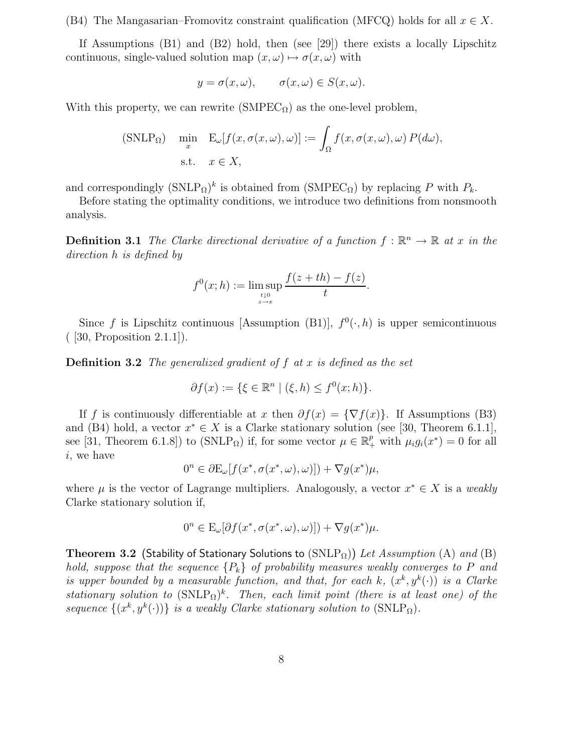(B4) The Mangasarian–Fromovitz constraint qualification (MFCQ) holds for all $x \in X$.

If Assumptions (B1) and (B2) hold, then (see [29]) there exists a locally Lipschitz continuous, single-valued solution map $(x, \omega) \mapsto \sigma(x, \omega)$ with

$$y = \sigma(x, \omega), \qquad \sigma(x, \omega) \in S(x, \omega).$$

With this property, we can rewrite $(\text{SMPEC}_\Omega)$ as the one-level problem,

$$(\text{SNLP}_\Omega) \quad \min_x \quad \mathrm{E}_\omega[f(x, \sigma(x, \omega), \omega)] := \int_\Omega f(x, \sigma(x, \omega), \omega)\, P(d\omega),$$
$$\text{s.t.} \quad x \in X,$$

and correspondingly $(\text{SNLP}_\Omega)^k$ is obtained from $(\text{SMPEC}_\Omega)$ by replacing $P$ with $P_k$.

Before stating the optimality conditions, we introduce two definitions from nonsmooth analysis.

**Definition 3.1** *The Clarke directional derivative of a function $f : \mathbb{R}^n \to \mathbb{R}$ at $x$ in the direction $h$ is defined by*

$$f^0(x; h) := \limsup_{\substack{t \downarrow 0 \\ z \to x}} \frac{f(z + th) - f(z)}{t}.$$

Since $f$ is Lipschitz continuous [Assumption (B1)], $f^0(\cdot, h)$ is upper semicontinuous ( [30, Proposition 2.1.1]).

**Definition 3.2** *The generalized gradient of $f$ at $x$ is defined as the set*

$$\partial f(x) := \{\xi \in \mathbb{R}^n \mid (\xi, h) \leq f^0(x; h)\}.$$

If $f$ is continuously differentiable at $x$ then $\partial f(x) = \{\nabla f(x)\}$. If Assumptions (B3) and (B4) hold, a vector $x^* \in X$ is a Clarke stationary solution (see [30, Theorem 6.1.1], see [31, Theorem 6.1.8]) to $(\text{SNLP}_\Omega)$ if, for some vector $\mu \in \mathbb{R}^p_+$ with $\mu_i g_i(x^*) = 0$ for all $i$, we have

$$0^n \in \partial \mathrm{E}_\omega[f(x^*, \sigma(x^*, \omega), \omega)]) + \nabla g(x^*)\mu,$$

where $\mu$ is the vector of Lagrange multipliers. Analogously, a vector $x^* \in X$ is a *weakly* Clarke stationary solution if,

$$0^n \in \mathrm{E}_\omega[\partial f(x^*, \sigma(x^*, \omega), \omega)]) + \nabla g(x^*)\mu.$$

**Theorem 3.2** (Stability of Stationary Solutions to $(\text{SNLP}_\Omega)$) *Let Assumption* (A) *and* (B) *hold, suppose that the sequence $\{P_k\}$ of probability measures weakly converges to $P$ and is upper bounded by a measurable function, and that, for each $k$, $(x^k, y^k(\cdot))$ is a Clarke stationary solution to $(\text{SNLP}_\Omega)^k$. Then, each limit point (there is at least one) of the sequence $\{(x^k, y^k(\cdot))\}$ is a weakly Clarke stationary solution to $(\text{SNLP}_\Omega)$.*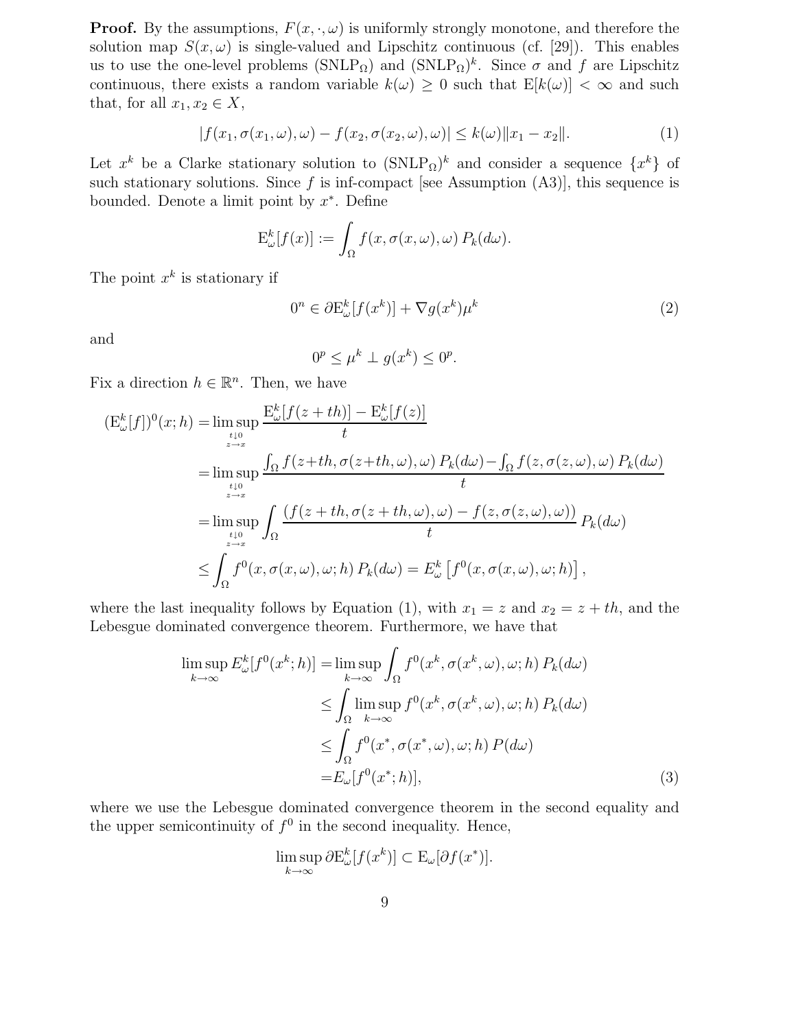**Proof.** By the assumptions, $F(x, \cdot, \omega)$ is uniformly strongly monotone, and therefore the solution map $S(x, \omega)$ is single-valued and Lipschitz continuous (cf. [29]). This enables us to use the one-level problems $(\text{SNLP}_\Omega)$ and $(\text{SNLP}_\Omega)^k$. Since $\sigma$ and $f$ are Lipschitz continuous, there exists a random variable $k(\omega) \geq 0$ such that $\text{E}[k(\omega)] < \infty$ and such that, for all $x_1, x_2 \in X$,

$$|f(x_1, \sigma(x_1, \omega), \omega) - f(x_2, \sigma(x_2, \omega), \omega)| \leq k(\omega)\|x_1 - x_2\|. \tag{1}$$

Let $x^k$ be a Clarke stationary solution to $(\text{SNLP}_\Omega)^k$ and consider a sequence $\{x^k\}$ of such stationary solutions. Since $f$ is inf-compact [see Assumption (A3)], this sequence is bounded. Denote a limit point by $x^*$. Define

$$\text{E}^k_\omega[f(x)] := \int_\Omega f(x, \sigma(x, \omega), \omega) \, P_k(d\omega).$$

The point $x^k$ is stationary if

$$0^n \in \partial \text{E}^k_\omega[f(x^k)] + \nabla g(x^k)\mu^k \tag{2}$$

and

$$0^p \leq \mu^k \perp g(x^k) \leq 0^p.$$

Fix a direction $h \in \mathbb{R}^n$. Then, we have

$$\begin{aligned}
(\text{E}^k_\omega[f])^0(x; h) &= \limsup_{\substack{t \downarrow 0 \\ z \to x}} \frac{\text{E}^k_\omega[f(z + th)] - \text{E}^k_\omega[f(z)]}{t} \\
&= \limsup_{\substack{t \downarrow 0 \\ z \to x}} \frac{\int_\Omega f(z{+}th, \sigma(z{+}th, \omega), \omega) \, P_k(d\omega) - \int_\Omega f(z, \sigma(z, \omega), \omega) \, P_k(d\omega)}{t} \\
&= \limsup_{\substack{t \downarrow 0 \\ z \to x}} \int_\Omega \frac{(f(z + th, \sigma(z + th, \omega), \omega) - f(z, \sigma(z, \omega), \omega))}{t} \, P_k(d\omega) \\
&\leq \int_\Omega f^0(x, \sigma(x, \omega), \omega; h) \, P_k(d\omega) = E^k_\omega\left[f^0(x, \sigma(x, \omega), \omega; h)\right],
\end{aligned}$$

where the last inequality follows by Equation (1), with $x_1 = z$ and $x_2 = z + th$, and the Lebesgue dominated convergence theorem. Furthermore, we have that

$$\begin{aligned}
\limsup_{k \to \infty} E^k_\omega[f^0(x^k; h)] &= \limsup_{k \to \infty} \int_\Omega f^0(x^k, \sigma(x^k, \omega), \omega; h) \, P_k(d\omega) \\
&\leq \int_\Omega \limsup_{k \to \infty} f^0(x^k, \sigma(x^k, \omega), \omega; h) \, P_k(d\omega) \\
&\leq \int_\Omega f^0(x^*, \sigma(x^*, \omega), \omega; h) \, P(d\omega) \\
&= E_\omega[f^0(x^*; h)],
\end{aligned} \tag{3}$$

where we use the Lebesgue dominated convergence theorem in the second equality and the upper semicontinuity of $f^0$ in the second inequality. Hence,

$$\limsup_{k \to \infty} \partial \text{E}^k_\omega[f(x^k)] \subset \text{E}_\omega[\partial f(x^*)].$$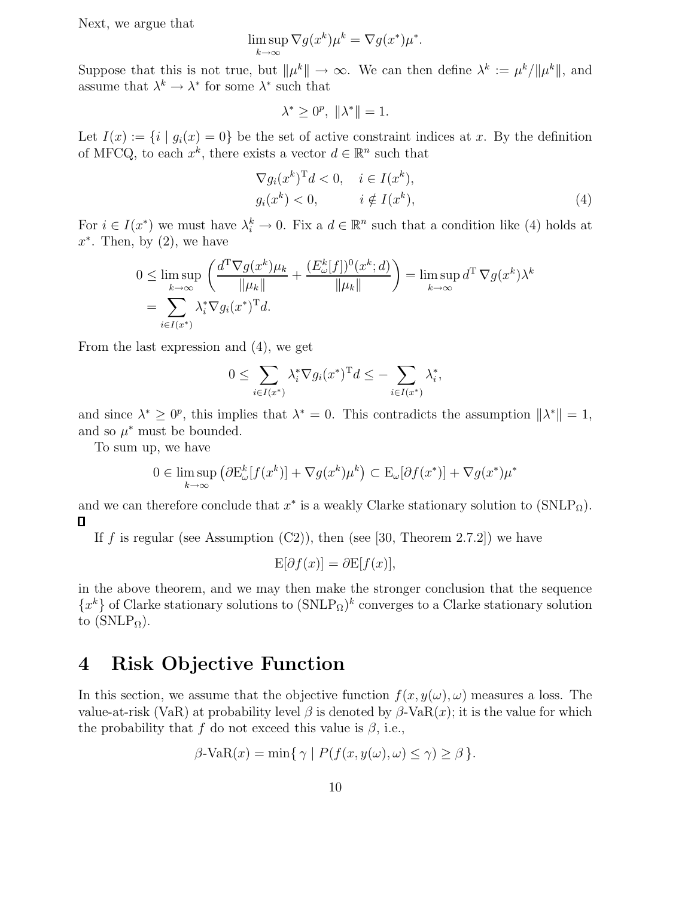Next, we argue that

$$\limsup_{k\to\infty} \nabla g(x^k)\mu^k = \nabla g(x^*)\mu^*.$$

Suppose that this is not true, but $\|\mu^k\| \to \infty$. We can then define $\lambda^k := \mu^k/\|\mu^k\|$, and assume that $\lambda^k \to \lambda^*$ for some $\lambda^*$ such that

$$\lambda^* \geq 0^p, \ \|\lambda^*\| = 1.$$

Let $I(x) := \{i \mid g_i(x) = 0\}$ be the set of active constraint indices at $x$. By the definition of MFCQ, to each $x^k$, there exists a vector $d \in \mathbb{R}^n$ such that

$$\begin{aligned} &\nabla g_i(x^k)^{\mathrm{T}} d < 0, \quad i \in I(x^k), \\ &g_i(x^k) < 0, \qquad\quad i \notin I(x^k), \end{aligned} \tag{4}$$

For $i \in I(x^*)$ we must have $\lambda_i^k \to 0$. Fix a $d \in \mathbb{R}^n$ such that a condition like (4) holds at $x^*$. Then, by (2), we have

$$\begin{aligned} 0 &\leq \limsup_{k\to\infty} \left( \frac{d^{\mathrm{T}} \nabla g(x^k)\mu_k}{\|\mu_k\|} + \frac{(E_\omega^k[f])^0(x^k;d)}{\|\mu_k\|} \right) = \limsup_{k\to\infty} d^{\mathrm{T}}\, \nabla g(x^k)\lambda^k \\ &= \sum_{i\in I(x^*)} \lambda_i^* \nabla g_i(x^*)^{\mathrm{T}} d. \end{aligned}$$

From the last expression and (4), we get

$$0 \leq \sum_{i\in I(x^*)} \lambda_i^* \nabla g_i(x^*)^{\mathrm{T}} d \leq -\sum_{i\in I(x^*)} \lambda_i^*,$$

and since $\lambda^* \geq 0^p$, this implies that $\lambda^* = 0$. This contradicts the assumption $\|\lambda^*\| = 1$, and so $\mu^*$ must be bounded.

To sum up, we have

$$0 \in \limsup_{k\to\infty} \left( \partial \mathrm{E}_\omega^k[f(x^k)] + \nabla g(x^k)\mu^k \right) \subset \mathrm{E}_\omega[\partial f(x^*)] + \nabla g(x^*)\mu^*$$

and we can therefore conclude that $x^*$ is a weakly Clarke stationary solution to $(\mathrm{SNLP}_\Omega)$. ∎

If $f$ is regular (see Assumption (C2)), then (see [30, Theorem 2.7.2]) we have

$$\mathrm{E}[\partial f(x)] = \partial \mathrm{E}[f(x)],$$

in the above theorem, and we may then make the stronger conclusion that the sequence $\{x^k\}$ of Clarke stationary solutions to $(\mathrm{SNLP}_\Omega)^k$ converges to a Clarke stationary solution to $(\mathrm{SNLP}_\Omega)$.

# 4 Risk Objective Function

In this section, we assume that the objective function $f(x, y(\omega), \omega)$ measures a loss. The value-at-risk (VaR) at probability level $\beta$ is denoted by $\beta$-VaR$(x)$; it is the value for which the probability that $f$ do not exceed this value is $\beta$, i.e.,

$$\beta\text{-VaR}(x) = \min\{\, \gamma \mid P(f(x, y(\omega), \omega) \leq \gamma) \geq \beta \,\}.$$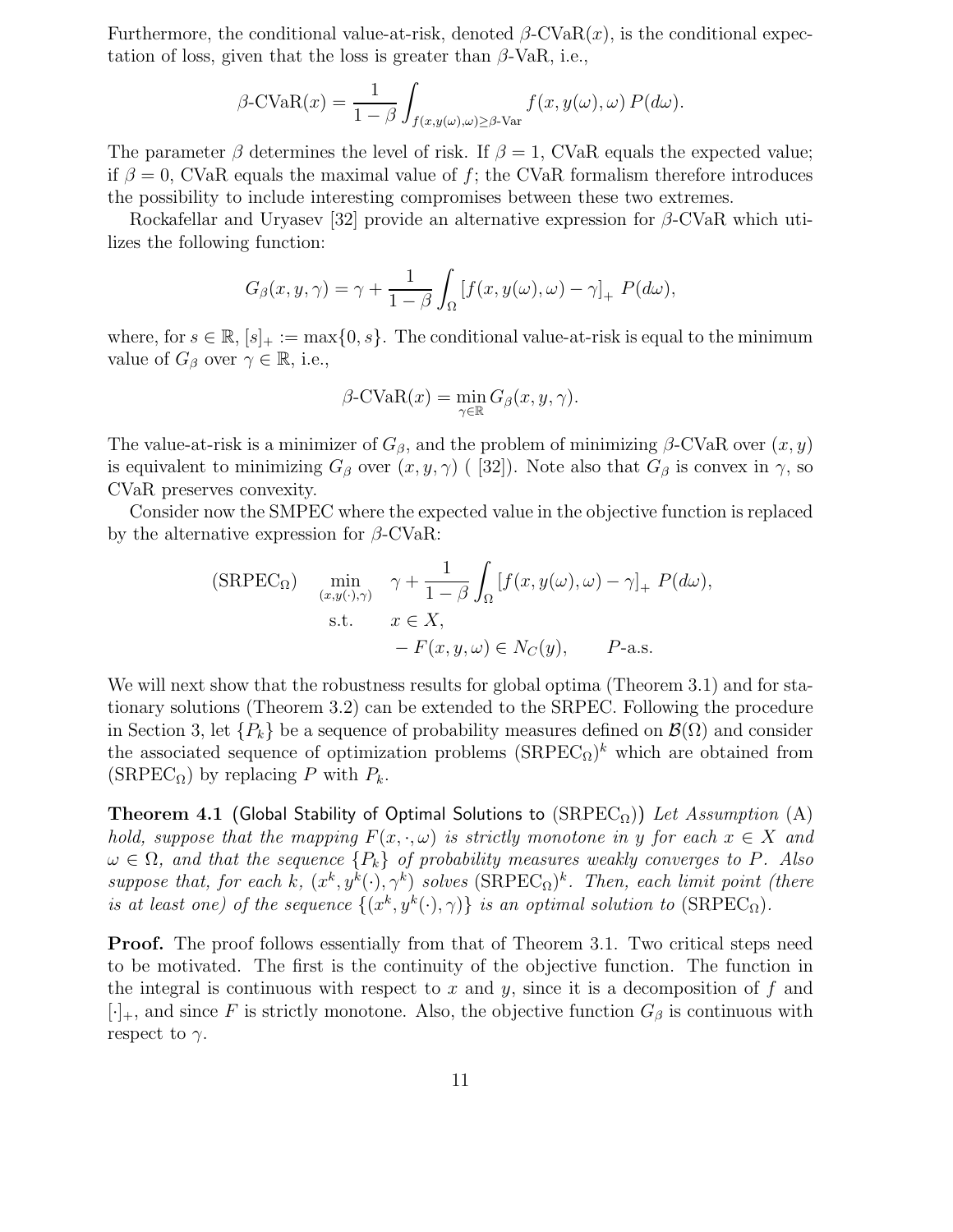Furthermore, the conditional value-at-risk, denoted $\beta$-CVaR$(x)$, is the conditional expectation of loss, given that the loss is greater than $\beta$-VaR, i.e.,

$$\beta\text{-CVaR}(x) = \frac{1}{1-\beta} \int_{f(x,y(\omega),\omega) \geq \beta\text{-Var}} f(x, y(\omega), \omega)\, P(d\omega).$$

The parameter $\beta$ determines the level of risk. If $\beta = 1$, CVaR equals the expected value; if $\beta = 0$, CVaR equals the maximal value of $f$; the CVaR formalism therefore introduces the possibility to include interesting compromises between these two extremes.

Rockafellar and Uryasev [32] provide an alternative expression for $\beta$-CVaR which utilizes the following function:

$$G_\beta(x, y, \gamma) = \gamma + \frac{1}{1-\beta} \int_\Omega \left[f(x, y(\omega), \omega) - \gamma\right]_+ \, P(d\omega),$$

where, for $s \in \mathbb{R}$, $[s]_+ := \max\{0, s\}$. The conditional value-at-risk is equal to the minimum value of $G_\beta$ over $\gamma \in \mathbb{R}$, i.e.,

$$\beta\text{-CVaR}(x) = \min_{\gamma \in \mathbb{R}} G_\beta(x, y, \gamma).$$

The value-at-risk is a minimizer of $G_\beta$, and the problem of minimizing $\beta$-CVaR over $(x, y)$ is equivalent to minimizing $G_\beta$ over $(x, y, \gamma)$ ( [32]). Note also that $G_\beta$ is convex in $\gamma$, so CVaR preserves convexity.

Consider now the SMPEC where the expected value in the objective function is replaced by the alternative expression for $\beta$-CVaR:

$$\begin{aligned}
(\text{SRPEC}_\Omega) \quad & \min_{(x, y(\cdot), \gamma)} \quad \gamma + \frac{1}{1-\beta} \int_\Omega \left[f(x, y(\omega), \omega) - \gamma\right]_+ \, P(d\omega), \\
& \text{s.t.} \quad x \in X, \\
& \qquad\quad -F(x, y, \omega) \in N_C(y), \qquad P\text{-a.s.}
\end{aligned}$$

We will next show that the robustness results for global optima (Theorem 3.1) and for stationary solutions (Theorem 3.2) can be extended to the SRPEC. Following the procedure in Section 3, let $\{P_k\}$ be a sequence of probability measures defined on $\mathcal{B}(\Omega)$ and consider the associated sequence of optimization problems $(\text{SRPEC}_\Omega)^k$ which are obtained from $(\text{SRPEC}_\Omega)$ by replacing $P$ with $P_k$.

**Theorem 4.1** (Global Stability of Optimal Solutions to $(\text{SRPEC}_\Omega)$) *Let Assumption* (A) *hold, suppose that the mapping $F(x, \cdot, \omega)$ is strictly monotone in $y$ for each $x \in X$ and $\omega \in \Omega$, and that the sequence $\{P_k\}$ of probability measures weakly converges to $P$. Also suppose that, for each $k$, $(x^k, y^k(\cdot), \gamma^k)$ solves $(\text{SRPEC}_\Omega)^k$. Then, each limit point (there is at least one) of the sequence $\{(x^k, y^k(\cdot), \gamma)\}$ is an optimal solution to $(\text{SRPEC}_\Omega)$.*

**Proof.** The proof follows essentially from that of Theorem 3.1. Two critical steps need to be motivated. The first is the continuity of the objective function. The function in the integral is continuous with respect to $x$ and $y$, since it is a decomposition of $f$ and $[\cdot]_+$, and since $F$ is strictly monotone. Also, the objective function $G_\beta$ is continuous with respect to $\gamma$.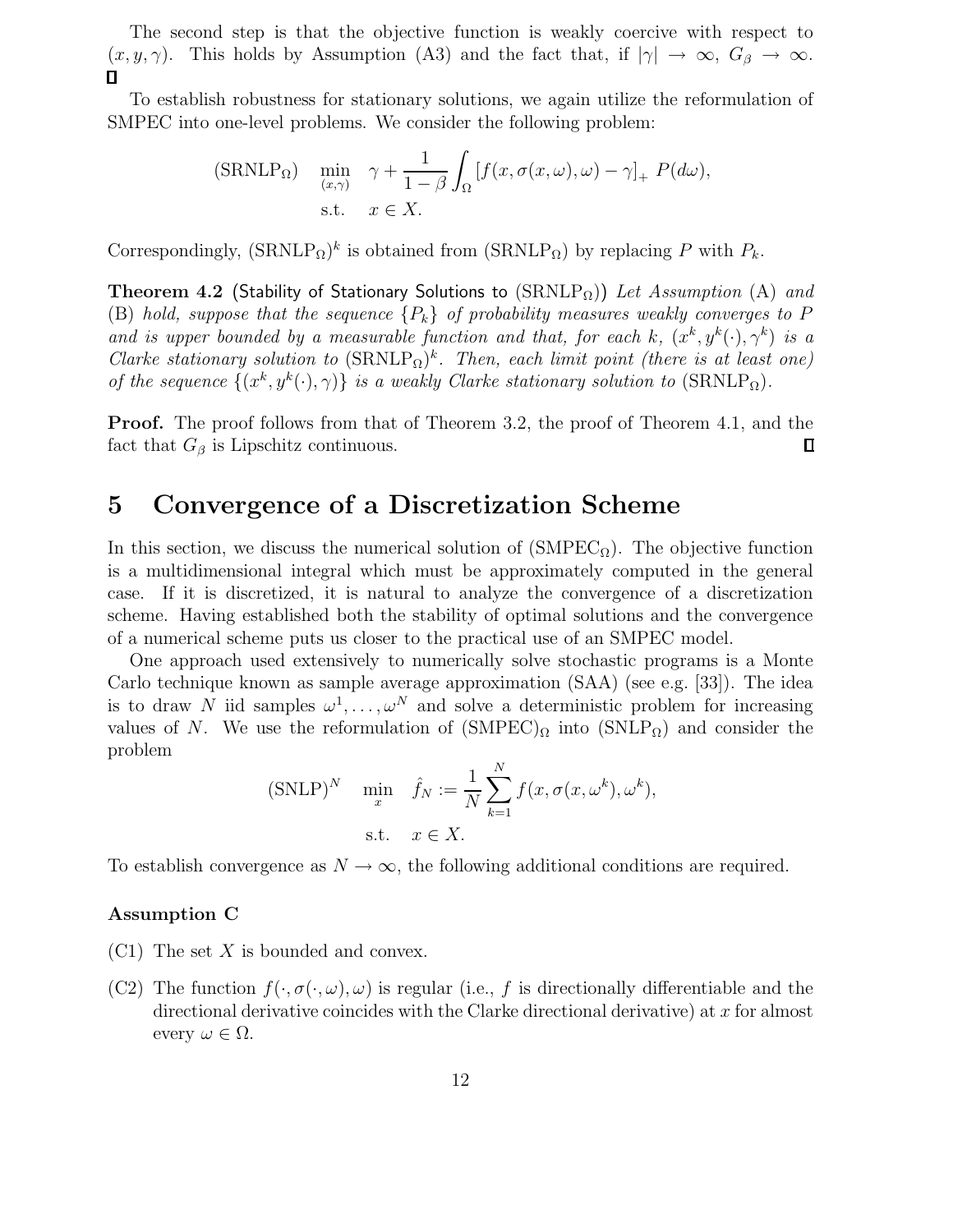The second step is that the objective function is weakly coercive with respect to $(x, y, \gamma)$. This holds by Assumption (A3) and the fact that, if $|\gamma| \to \infty$, $G_\beta \to \infty$. ∎

To establish robustness for stationary solutions, we again utilize the reformulation of SMPEC into one-level problems. We consider the following problem:

$$
(\mathrm{SRNLP}_\Omega) \quad \min_{(x,\gamma)} \quad \gamma + \frac{1}{1-\beta} \int_\Omega \left[ f(x, \sigma(x,\omega), \omega) - \gamma \right]_+ P(d\omega),
$$
$$
\text{s.t.} \quad x \in X.
$$

Correspondingly, $(\mathrm{SRNLP}_\Omega)^k$ is obtained from $(\mathrm{SRNLP}_\Omega)$ by replacing $P$ with $P_k$.

**Theorem 4.2** (Stability of Stationary Solutions to $(\mathrm{SRNLP}_\Omega)$) *Let Assumption* (A) *and* (B) *hold, suppose that the sequence $\{P_k\}$ of probability measures weakly converges to $P$ and is upper bounded by a measurable function and that, for each $k$, $(x^k, y^k(\cdot), \gamma^k)$ is a Clarke stationary solution to $(\mathrm{SRNLP}_\Omega)^k$. Then, each limit point (there is at least one) of the sequence $\{(x^k, y^k(\cdot), \gamma)\}$ is a weakly Clarke stationary solution to $(\mathrm{SRNLP}_\Omega)$.*

**Proof.** The proof follows from that of Theorem 3.2, the proof of Theorem 4.1, and the fact that $G_\beta$ is Lipschitz continuous. ∎

# 5 Convergence of a Discretization Scheme

In this section, we discuss the numerical solution of $(\mathrm{SMPEC}_\Omega)$. The objective function is a multidimensional integral which must be approximately computed in the general case. If it is discretized, it is natural to analyze the convergence of a discretization scheme. Having established both the stability of optimal solutions and the convergence of a numerical scheme puts us closer to the practical use of an SMPEC model.

One approach used extensively to numerically solve stochastic programs is a Monte Carlo technique known as sample average approximation (SAA) (see e.g. [33]). The idea is to draw $N$ iid samples $\omega^1, \ldots, \omega^N$ and solve a deterministic problem for increasing values of $N$. We use the reformulation of $(\mathrm{SMPEC})_\Omega$ into $(\mathrm{SNLP}_\Omega)$ and consider the problem

$$
(\mathrm{SNLP})^N \quad \min_x \quad \hat{f}_N := \frac{1}{N} \sum_{k=1}^{N} f(x, \sigma(x, \omega^k), \omega^k),
$$
$$
\text{s.t.} \quad x \in X.
$$

To establish convergence as $N \to \infty$, the following additional conditions are required.

**Assumption C**

(C1) The set $X$ is bounded and convex.

(C2) The function $f(\cdot, \sigma(\cdot, \omega), \omega)$ is regular (i.e., $f$ is directionally differentiable and the directional derivative coincides with the Clarke directional derivative) at $x$ for almost every $\omega \in \Omega$.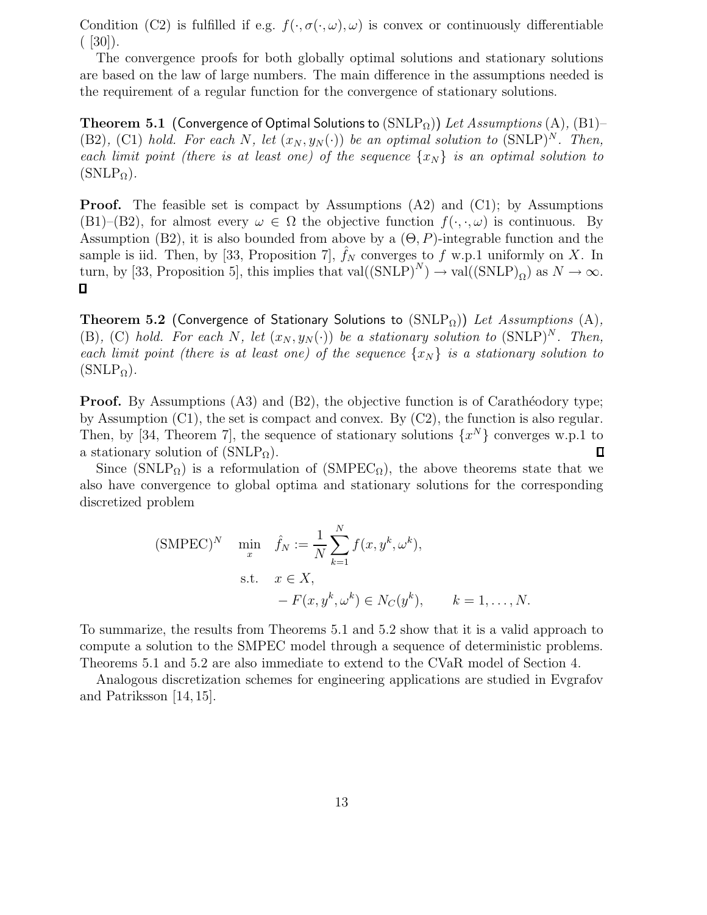Condition (C2) is fulfilled if e.g. $f(\cdot, \sigma(\cdot, \omega), \omega)$ is convex or continuously differentiable ( [30]).

The convergence proofs for both globally optimal solutions and stationary solutions are based on the law of large numbers. The main difference in the assumptions needed is the requirement of a regular function for the convergence of stationary solutions.

**Theorem 5.1** (Convergence of Optimal Solutions to $(\mathrm{SNLP}_\Omega)$) *Let Assumptions* (A), (B1)–(B2), (C1) *hold. For each $N$, let $(x_N, y_N(\cdot))$ be an optimal solution to* $(\mathrm{SNLP})^N$. *Then, each limit point (there is at least one) of the sequence $\{x_N\}$ is an optimal solution to* $(\mathrm{SNLP}_\Omega)$.

**Proof.** The feasible set is compact by Assumptions (A2) and (C1); by Assumptions (B1)–(B2), for almost every $\omega \in \Omega$ the objective function $f(\cdot, \cdot, \omega)$ is continuous. By Assumption (B2), it is also bounded from above by a $(\Theta, P)$-integrable function and the sample is iid. Then, by [33, Proposition 7], $\hat{f}_N$ converges to $f$ w.p.1 uniformly on $X$. In turn, by [33, Proposition 5], this implies that $\mathrm{val}((\mathrm{SNLP})^N) \to \mathrm{val}((\mathrm{SNLP})_\Omega)$ as $N \to \infty$. ∎

**Theorem 5.2** (Convergence of Stationary Solutions to $(\mathrm{SNLP}_\Omega)$) *Let Assumptions* (A), (B), (C) *hold. For each $N$, let $(x_N, y_N(\cdot))$ be a stationary solution to* $(\mathrm{SNLP})^N$. *Then, each limit point (there is at least one) of the sequence $\{x_N\}$ is a stationary solution to* $(\mathrm{SNLP}_\Omega)$.

**Proof.** By Assumptions (A3) and (B2), the objective function is of Carathéodory type; by Assumption (C1), the set is compact and convex. By (C2), the function is also regular. Then, by [34, Theorem 7], the sequence of stationary solutions $\{x^N\}$ converges w.p.1 to a stationary solution of $(\mathrm{SNLP}_\Omega)$. ∎

Since $(\mathrm{SNLP}_\Omega)$ is a reformulation of $(\mathrm{SMPEC}_\Omega)$, the above theorems state that we also have convergence to global optima and stationary solutions for the corresponding discretized problem

$$
\begin{aligned}
(\mathrm{SMPEC})^N \quad \min_{x} \quad & \hat{f}_N := \frac{1}{N} \sum_{k=1}^{N} f(x, y^k, \omega^k), \\
\text{s.t.} \quad & x \in X, \\
& -F(x, y^k, \omega^k) \in N_C(y^k), \qquad k = 1, \ldots, N.
\end{aligned}
$$

To summarize, the results from Theorems 5.1 and 5.2 show that it is a valid approach to compute a solution to the SMPEC model through a sequence of deterministic problems. Theorems 5.1 and 5.2 are also immediate to extend to the CVaR model of Section 4.

Analogous discretization schemes for engineering applications are studied in Evgrafov and Patriksson [14, 15].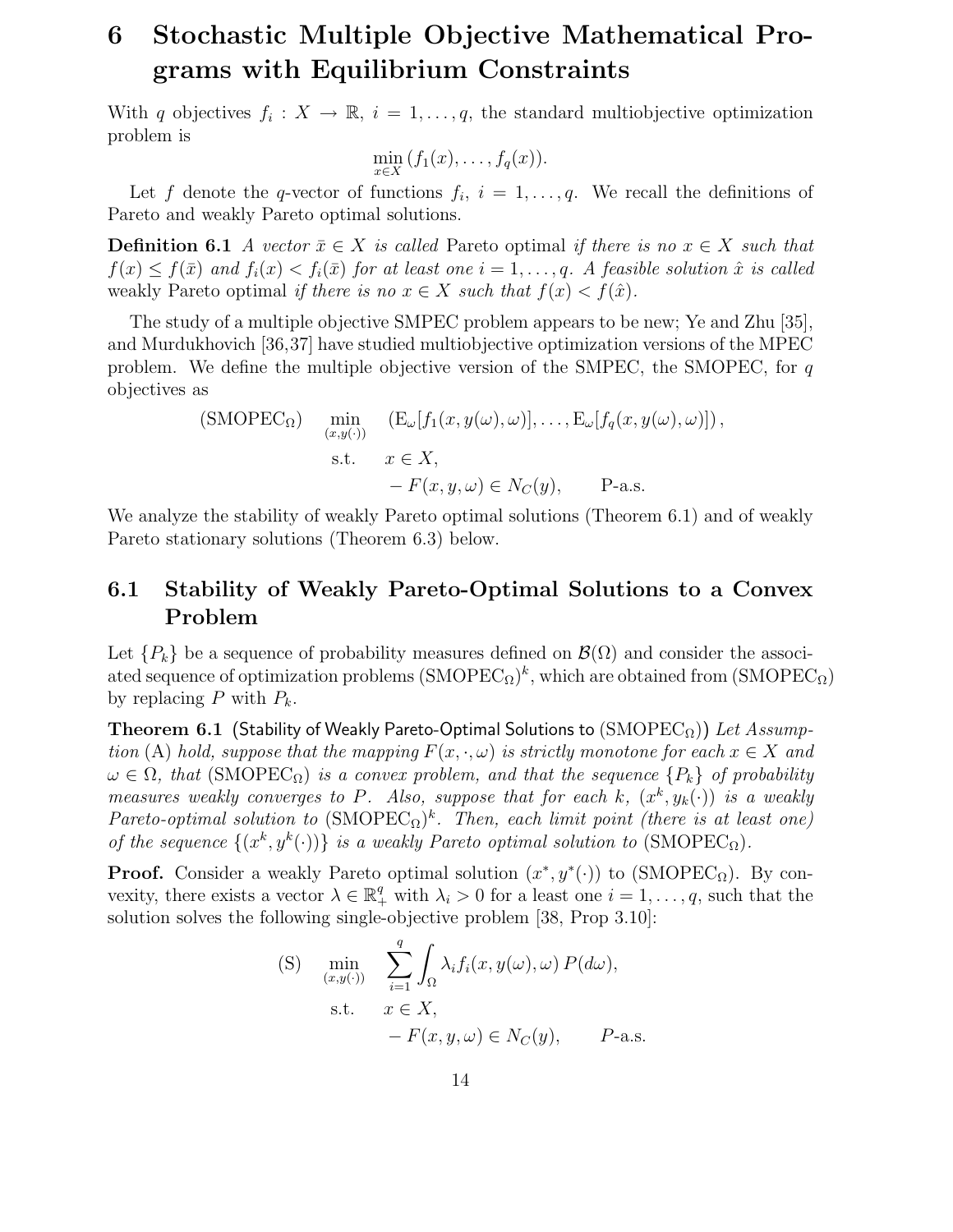# 6 Stochastic Multiple Objective Mathematical Programs with Equilibrium Constraints

With $q$ objectives $f_i : X \to \mathbb{R}$, $i = 1, \ldots, q$, the standard multiobjective optimization problem is

$$\min_{x \in X} \,(f_1(x), \ldots, f_q(x)).$$

Let $f$ denote the $q$-vector of functions $f_i$, $i = 1, \ldots, q$. We recall the definitions of Pareto and weakly Pareto optimal solutions.

**Definition 6.1** *A vector $\bar{x} \in X$ is called* Pareto optimal *if there is no $x \in X$ such that $f(x) \leq f(\bar{x})$ and $f_i(x) < f_i(\bar{x})$ for at least one $i = 1, \ldots, q$. A feasible solution $\hat{x}$ is called* weakly Pareto optimal *if there is no $x \in X$ such that $f(x) < f(\hat{x})$.*

The study of a multiple objective SMPEC problem appears to be new; Ye and Zhu [35], and Murdukhovich [36,37] have studied multiobjective optimization versions of the MPEC problem. We define the multiple objective version of the SMPEC, the SMOPEC, for $q$ objectives as

$$
\begin{aligned}
(\text{SMOPEC}_\Omega) \quad & \min_{(x, y(\cdot))} \quad \left(\mathrm{E}_\omega[f_1(x, y(\omega), \omega)], \ldots, \mathrm{E}_\omega[f_q(x, y(\omega), \omega)]\right), \\
& \text{s.t.} \quad x \in X, \\
& \qquad\;\; -F(x, y, \omega) \in N_C(y), \qquad \text{P-a.s.}
\end{aligned}
$$

We analyze the stability of weakly Pareto optimal solutions (Theorem 6.1) and of weakly Pareto stationary solutions (Theorem 6.3) below.

## 6.1 Stability of Weakly Pareto-Optimal Solutions to a Convex Problem

Let $\{P_k\}$ be a sequence of probability measures defined on $\mathcal{B}(\Omega)$ and consider the associated sequence of optimization problems $(\text{SMOPEC}_\Omega)^k$, which are obtained from $(\text{SMOPEC}_\Omega)$ by replacing $P$ with $P_k$.

**Theorem 6.1** (Stability of Weakly Pareto-Optimal Solutions to $(\text{SMOPEC}_\Omega)$) *Let Assumption* (A) *hold, suppose that the mapping $F(x, \cdot, \omega)$ is strictly monotone for each $x \in X$ and $\omega \in \Omega$, that $(\text{SMOPEC}_\Omega)$ is a convex problem, and that the sequence $\{P_k\}$ of probability measures weakly converges to $P$. Also, suppose that for each $k$, $(x^k, y_k(\cdot))$ is a weakly Pareto-optimal solution to $(\text{SMOPEC}_\Omega)^k$. Then, each limit point (there is at least one) of the sequence $\{(x^k, y^k(\cdot))\}$ is a weakly Pareto optimal solution to $(\text{SMOPEC}_\Omega)$.*

**Proof.** Consider a weakly Pareto optimal solution $(x^*, y^*(\cdot))$ to $(\text{SMOPEC}_\Omega)$. By convexity, there exists a vector $\lambda \in \mathbb{R}^q_+$ with $\lambda_i > 0$ for a least one $i = 1, \ldots, q$, such that the solution solves the following single-objective problem [38, Prop 3.10]:

$$
\begin{aligned}
(\text{S}) \quad & \min_{(x, y(\cdot))} \quad \sum_{i=1}^{q} \int_\Omega \lambda_i f_i(x, y(\omega), \omega)\, P(d\omega), \\
& \text{s.t.} \quad x \in X, \\
& \qquad\;\; -F(x, y, \omega) \in N_C(y), \qquad P\text{-a.s.}
\end{aligned}
$$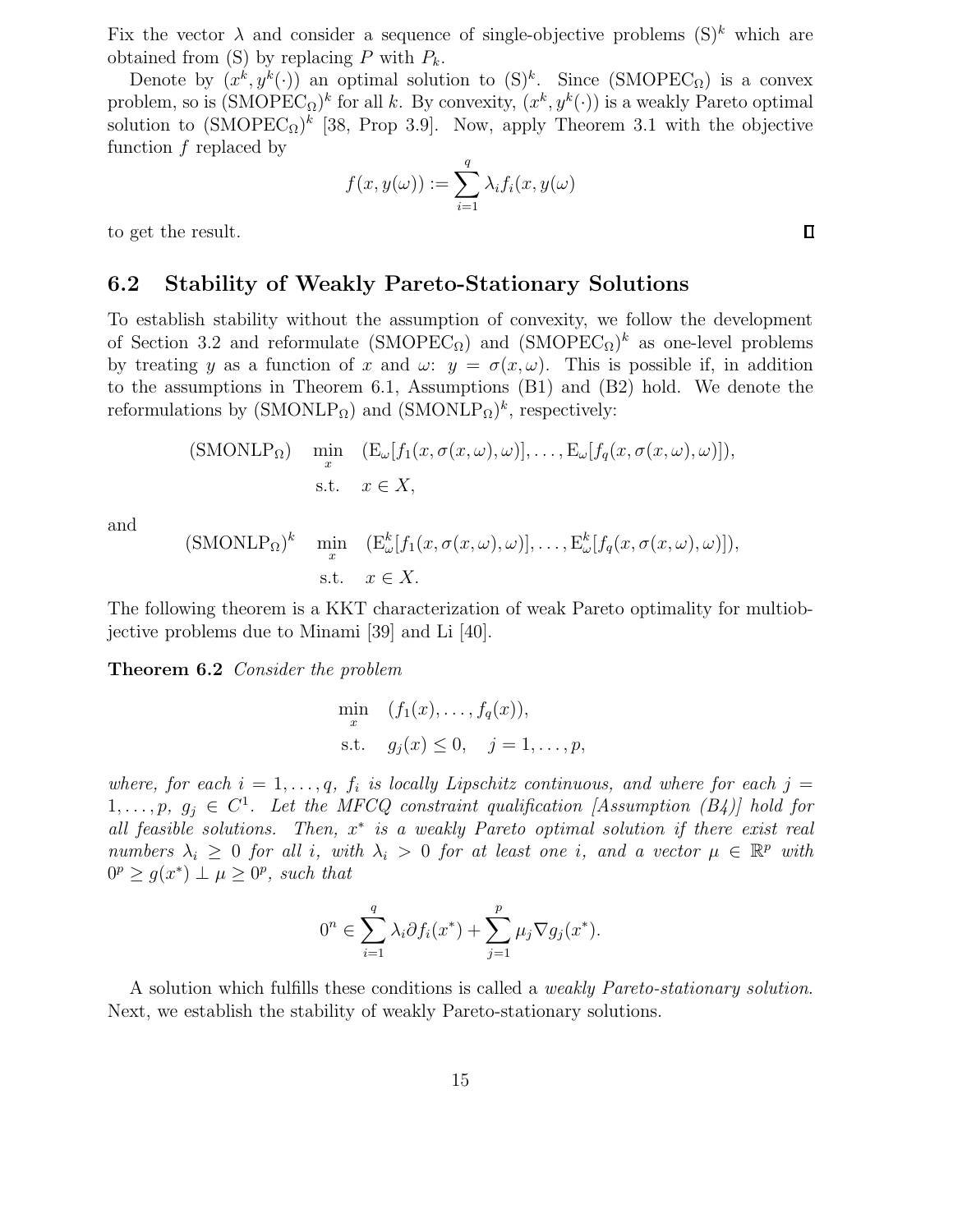Fix the vector $\lambda$ and consider a sequence of single-objective problems $(\mathrm{S})^k$ which are obtained from (S) by replacing $P$ with $P_k$.

Denote by $(x^k, y^k(\cdot))$ an optimal solution to $(\mathrm{S})^k$. Since $(\mathrm{SMOPEC}_\Omega)$ is a convex problem, so is $(\mathrm{SMOPEC}_\Omega)^k$ for all $k$. By convexity, $(x^k, y^k(\cdot))$ is a weakly Pareto optimal solution to $(\mathrm{SMOPEC}_\Omega)^k$ [38, Prop 3.9]. Now, apply Theorem 3.1 with the objective function $f$ replaced by

$$f(x, y(\omega)) := \sum_{i=1}^{q} \lambda_i f_i(x, y(\omega)$$

to get the result. ∎

## 6.2 Stability of Weakly Pareto-Stationary Solutions

To establish stability without the assumption of convexity, we follow the development of Section 3.2 and reformulate $(\mathrm{SMOPEC}_\Omega)$ and $(\mathrm{SMOPEC}_\Omega)^k$ as one-level problems by treating $y$ as a function of $x$ and $\omega$: $y = \sigma(x, \omega)$. This is possible if, in addition to the assumptions in Theorem 6.1, Assumptions (B1) and (B2) hold. We denote the reformulations by $(\mathrm{SMONLP}_\Omega)$ and $(\mathrm{SMONLP}_\Omega)^k$, respectively:

$$\begin{aligned}
(\mathrm{SMONLP}_\Omega) \quad & \min_{x} \quad (\mathrm{E}_\omega[f_1(x, \sigma(x,\omega), \omega)], \ldots, \mathrm{E}_\omega[f_q(x, \sigma(x,\omega), \omega)]), \\
& \text{s.t.} \quad x \in X,
\end{aligned}$$

and

$$\begin{aligned}
(\mathrm{SMONLP}_\Omega)^k \quad & \min_{x} \quad (\mathrm{E}^k_\omega[f_1(x, \sigma(x,\omega), \omega)], \ldots, \mathrm{E}^k_\omega[f_q(x, \sigma(x,\omega), \omega)]), \\
& \text{s.t.} \quad x \in X.
\end{aligned}$$

The following theorem is a KKT characterization of weak Pareto optimality for multiobjective problems due to Minami [39] and Li [40].

**Theorem 6.2** *Consider the problem*

$$\begin{aligned}
& \min_{x} \quad (f_1(x), \ldots, f_q(x)), \\
& \text{s.t.} \quad g_j(x) \le 0, \quad j = 1, \ldots, p,
\end{aligned}$$

*where, for each $i = 1, \ldots, q$, $f_i$ is locally Lipschitz continuous, and where for each $j = 1, \ldots, p$, $g_j \in C^1$. Let the MFCQ constraint qualification [Assumption (B4)] hold for all feasible solutions. Then, $x^*$ is a weakly Pareto optimal solution if there exist real numbers $\lambda_i \ge 0$ for all $i$, with $\lambda_i > 0$ for at least one $i$, and a vector $\mu \in \mathbb{R}^p$ with $0^p \ge g(x^*) \perp \mu \ge 0^p$, such that*

$$0^n \in \sum_{i=1}^{q} \lambda_i \partial f_i(x^*) + \sum_{j=1}^{p} \mu_j \nabla g_j(x^*).$$

A solution which fulfills these conditions is called a *weakly Pareto-stationary solution*. Next, we establish the stability of weakly Pareto-stationary solutions.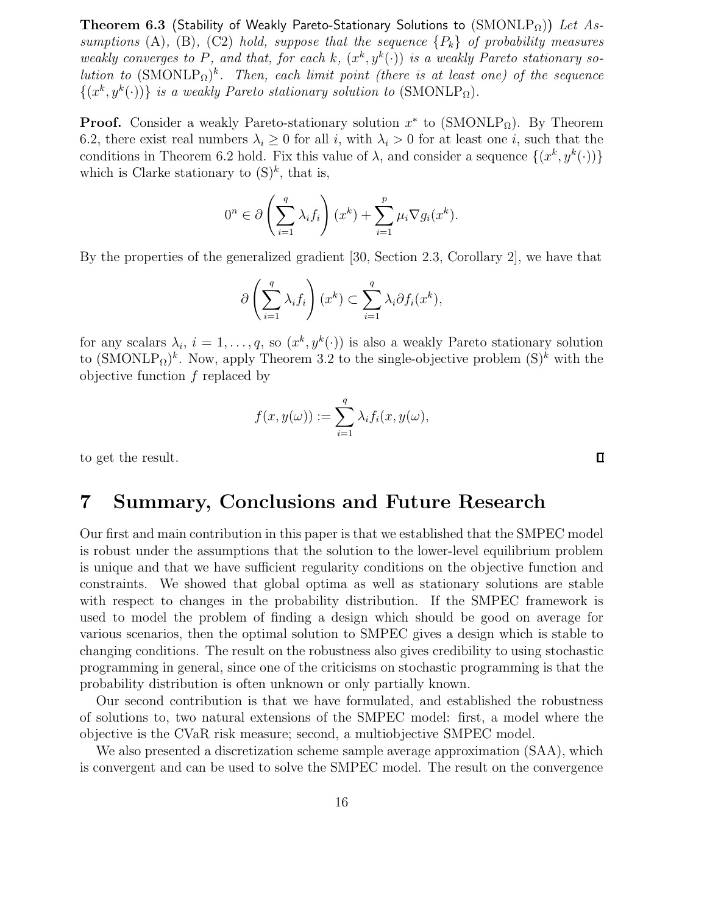**Theorem 6.3** (Stability of Weakly Pareto-Stationary Solutions to $(\mathrm{SMONLP}_\Omega)$) *Let Assumptions* (A)*,* (B)*,* (C2) *hold, suppose that the sequence* $\{P_k\}$ *of probability measures weakly converges to* $P$*, and that, for each* $k$*,* $(x^k, y^k(\cdot))$ *is a weakly Pareto stationary solution to* $(\mathrm{SMONLP}_\Omega)^k$*. Then, each limit point (there is at least one) of the sequence* $\{(x^k, y^k(\cdot))\}$ *is a weakly Pareto stationary solution to* $(\mathrm{SMONLP}_\Omega)$*.*

**Proof.** Consider a weakly Pareto-stationary solution $x^*$ to $(\mathrm{SMONLP}_\Omega)$. By Theorem 6.2, there exist real numbers $\lambda_i \geq 0$ for all $i$, with $\lambda_i > 0$ for at least one $i$, such that the conditions in Theorem 6.2 hold. Fix this value of $\lambda$, and consider a sequence $\{(x^k, y^k(\cdot))\}$ which is Clarke stationary to $(\mathrm{S})^k$, that is,

$$0^n \in \partial \left( \sum_{i=1}^{q} \lambda_i f_i \right) (x^k) + \sum_{i=1}^{p} \mu_i \nabla g_i(x^k).$$

By the properties of the generalized gradient [30, Section 2.3, Corollary 2], we have that

$$\partial \left( \sum_{i=1}^{q} \lambda_i f_i \right) (x^k) \subset \sum_{i=1}^{q} \lambda_i \partial f_i(x^k),$$

for any scalars $\lambda_i$, $i = 1, \ldots, q$, so $(x^k, y^k(\cdot))$ is also a weakly Pareto stationary solution to $(\mathrm{SMONLP}_\Omega)^k$. Now, apply Theorem 3.2 to the single-objective problem $(\mathrm{S})^k$ with the objective function $f$ replaced by

$$f(x, y(\omega)) := \sum_{i=1}^{q} \lambda_i f_i(x, y(\omega)),$$

to get the result. ∎

# 7 Summary, Conclusions and Future Research

Our first and main contribution in this paper is that we established that the SMPEC model is robust under the assumptions that the solution to the lower-level equilibrium problem is unique and that we have sufficient regularity conditions on the objective function and constraints. We showed that global optima as well as stationary solutions are stable with respect to changes in the probability distribution. If the SMPEC framework is used to model the problem of finding a design which should be good on average for various scenarios, then the optimal solution to SMPEC gives a design which is stable to changing conditions. The result on the robustness also gives credibility to using stochastic programming in general, since one of the criticisms on stochastic programming is that the probability distribution is often unknown or only partially known.

Our second contribution is that we have formulated, and established the robustness of solutions to, two natural extensions of the SMPEC model: first, a model where the objective is the CVaR risk measure; second, a multiobjective SMPEC model.

We also presented a discretization scheme sample average approximation (SAA), which is convergent and can be used to solve the SMPEC model. The result on the convergence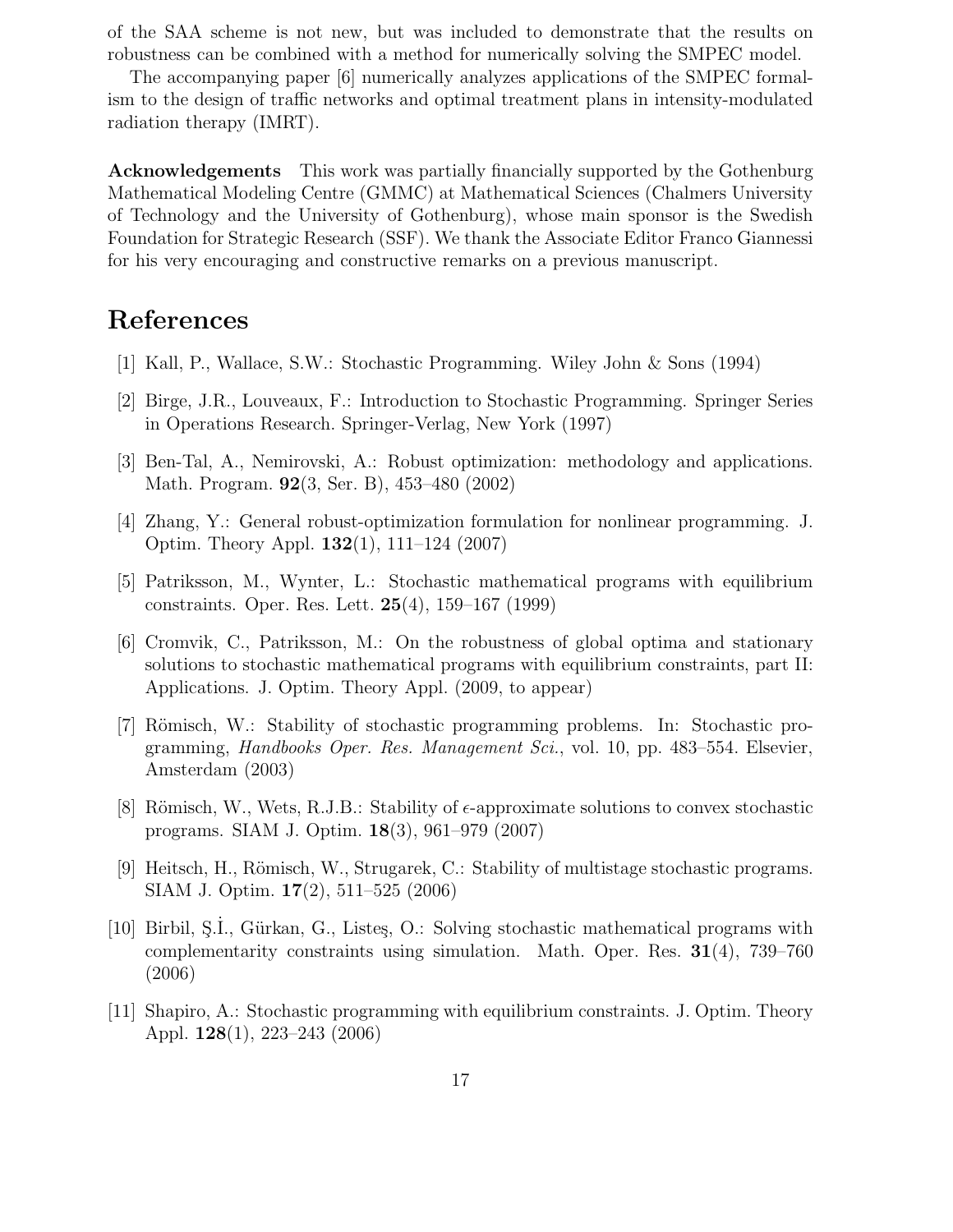of the SAA scheme is not new, but was included to demonstrate that the results on robustness can be combined with a method for numerically solving the SMPEC model.

The accompanying paper [6] numerically analyzes applications of the SMPEC formalism to the design of traffic networks and optimal treatment plans in intensity-modulated radiation therapy (IMRT).

**Acknowledgements** This work was partially financially supported by the Gothenburg Mathematical Modeling Centre (GMMC) at Mathematical Sciences (Chalmers University of Technology and the University of Gothenburg), whose main sponsor is the Swedish Foundation for Strategic Research (SSF). We thank the Associate Editor Franco Giannessi for his very encouraging and constructive remarks on a previous manuscript.

# References

[1] Kall, P., Wallace, S.W.: Stochastic Programming. Wiley John & Sons (1994)

[2] Birge, J.R., Louveaux, F.: Introduction to Stochastic Programming. Springer Series in Operations Research. Springer-Verlag, New York (1997)

[3] Ben-Tal, A., Nemirovski, A.: Robust optimization: methodology and applications. Math. Program. **92**(3, Ser. B), 453–480 (2002)

[4] Zhang, Y.: General robust-optimization formulation for nonlinear programming. J. Optim. Theory Appl. **132**(1), 111–124 (2007)

[5] Patriksson, M., Wynter, L.: Stochastic mathematical programs with equilibrium constraints. Oper. Res. Lett. **25**(4), 159–167 (1999)

[6] Cromvik, C., Patriksson, M.: On the robustness of global optima and stationary solutions to stochastic mathematical programs with equilibrium constraints, part II: Applications. J. Optim. Theory Appl. (2009, to appear)

[7] Römisch, W.: Stability of stochastic programming problems. In: Stochastic programming, *Handbooks Oper. Res. Management Sci.*, vol. 10, pp. 483–554. Elsevier, Amsterdam (2003)

[8] Römisch, W., Wets, R.J.B.: Stability of $\epsilon$-approximate solutions to convex stochastic programs. SIAM J. Optim. **18**(3), 961–979 (2007)

[9] Heitsch, H., Römisch, W., Strugarek, C.: Stability of multistage stochastic programs. SIAM J. Optim. **17**(2), 511–525 (2006)

[10] Birbil, Ş.İ., Gürkan, G., Listeş, O.: Solving stochastic mathematical programs with complementarity constraints using simulation. Math. Oper. Res. **31**(4), 739–760 (2006)

[11] Shapiro, A.: Stochastic programming with equilibrium constraints. J. Optim. Theory Appl. **128**(1), 223–243 (2006)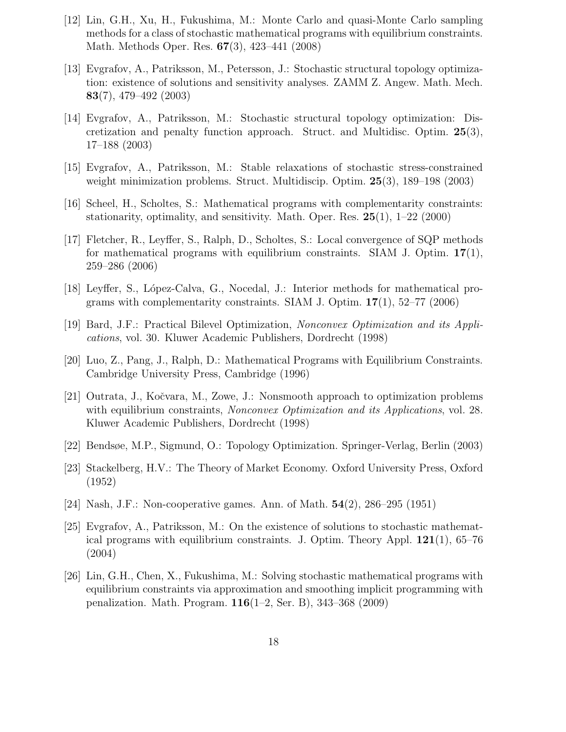[12] Lin, G.H., Xu, H., Fukushima, M.: Monte Carlo and quasi-Monte Carlo sampling methods for a class of stochastic mathematical programs with equilibrium constraints. Math. Methods Oper. Res. **67**(3), 423–441 (2008)

[13] Evgrafov, A., Patriksson, M., Petersson, J.: Stochastic structural topology optimization: existence of solutions and sensitivity analyses. ZAMM Z. Angew. Math. Mech. **83**(7), 479–492 (2003)

[14] Evgrafov, A., Patriksson, M.: Stochastic structural topology optimization: Discretization and penalty function approach. Struct. and Multidisc. Optim. **25**(3), 17–188 (2003)

[15] Evgrafov, A., Patriksson, M.: Stable relaxations of stochastic stress-constrained weight minimization problems. Struct. Multidiscip. Optim. **25**(3), 189–198 (2003)

[16] Scheel, H., Scholtes, S.: Mathematical programs with complementarity constraints: stationarity, optimality, and sensitivity. Math. Oper. Res. **25**(1), 1–22 (2000)

[17] Fletcher, R., Leyffer, S., Ralph, D., Scholtes, S.: Local convergence of SQP methods for mathematical programs with equilibrium constraints. SIAM J. Optim. **17**(1), 259–286 (2006)

[18] Leyffer, S., López-Calva, G., Nocedal, J.: Interior methods for mathematical programs with complementarity constraints. SIAM J. Optim. **17**(1), 52–77 (2006)

[19] Bard, J.F.: Practical Bilevel Optimization, *Nonconvex Optimization and its Applications*, vol. 30. Kluwer Academic Publishers, Dordrecht (1998)

[20] Luo, Z., Pang, J., Ralph, D.: Mathematical Programs with Equilibrium Constraints. Cambridge University Press, Cambridge (1996)

[21] Outrata, J., Kočvara, M., Zowe, J.: Nonsmooth approach to optimization problems with equilibrium constraints, *Nonconvex Optimization and its Applications*, vol. 28. Kluwer Academic Publishers, Dordrecht (1998)

[22] Bendsøe, M.P., Sigmund, O.: Topology Optimization. Springer-Verlag, Berlin (2003)

[23] Stackelberg, H.V.: The Theory of Market Economy. Oxford University Press, Oxford (1952)

[24] Nash, J.F.: Non-cooperative games. Ann. of Math. **54**(2), 286–295 (1951)

[25] Evgrafov, A., Patriksson, M.: On the existence of solutions to stochastic mathematical programs with equilibrium constraints. J. Optim. Theory Appl. **121**(1), 65–76 (2004)

[26] Lin, G.H., Chen, X., Fukushima, M.: Solving stochastic mathematical programs with equilibrium constraints via approximation and smoothing implicit programming with penalization. Math. Program. **116**(1–2, Ser. B), 343–368 (2009)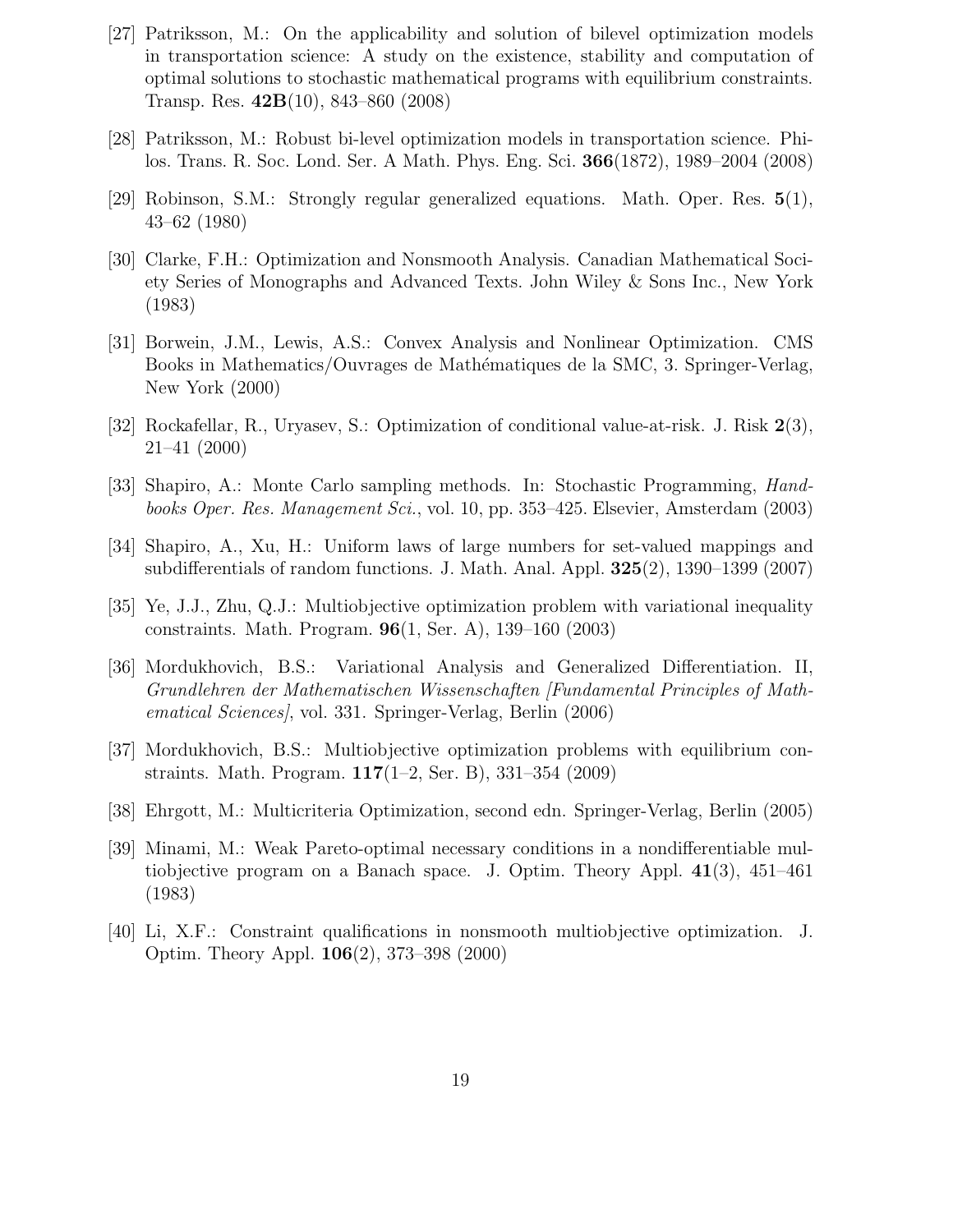[27] Patriksson, M.: On the applicability and solution of bilevel optimization models in transportation science: A study on the existence, stability and computation of optimal solutions to stochastic mathematical programs with equilibrium constraints. Transp. Res. **42B**(10), 843–860 (2008)

[28] Patriksson, M.: Robust bi-level optimization models in transportation science. Philos. Trans. R. Soc. Lond. Ser. A Math. Phys. Eng. Sci. **366**(1872), 1989–2004 (2008)

[29] Robinson, S.M.: Strongly regular generalized equations. Math. Oper. Res. **5**(1), 43–62 (1980)

[30] Clarke, F.H.: Optimization and Nonsmooth Analysis. Canadian Mathematical Society Series of Monographs and Advanced Texts. John Wiley & Sons Inc., New York (1983)

[31] Borwein, J.M., Lewis, A.S.: Convex Analysis and Nonlinear Optimization. CMS Books in Mathematics/Ouvrages de Mathématiques de la SMC, 3. Springer-Verlag, New York (2000)

[32] Rockafellar, R., Uryasev, S.: Optimization of conditional value-at-risk. J. Risk **2**(3), 21–41 (2000)

[33] Shapiro, A.: Monte Carlo sampling methods. In: Stochastic Programming, *Handbooks Oper. Res. Management Sci.*, vol. 10, pp. 353–425. Elsevier, Amsterdam (2003)

[34] Shapiro, A., Xu, H.: Uniform laws of large numbers for set-valued mappings and subdifferentials of random functions. J. Math. Anal. Appl. **325**(2), 1390–1399 (2007)

[35] Ye, J.J., Zhu, Q.J.: Multiobjective optimization problem with variational inequality constraints. Math. Program. **96**(1, Ser. A), 139–160 (2003)

[36] Mordukhovich, B.S.: Variational Analysis and Generalized Differentiation. II, *Grundlehren der Mathematischen Wissenschaften [Fundamental Principles of Mathematical Sciences]*, vol. 331. Springer-Verlag, Berlin (2006)

[37] Mordukhovich, B.S.: Multiobjective optimization problems with equilibrium constraints. Math. Program. **117**(1–2, Ser. B), 331–354 (2009)

[38] Ehrgott, M.: Multicriteria Optimization, second edn. Springer-Verlag, Berlin (2005)

[39] Minami, M.: Weak Pareto-optimal necessary conditions in a nondifferentiable multiobjective program on a Banach space. J. Optim. Theory Appl. **41**(3), 451–461 (1983)

[40] Li, X.F.: Constraint qualifications in nonsmooth multiobjective optimization. J. Optim. Theory Appl. **106**(2), 373–398 (2000)